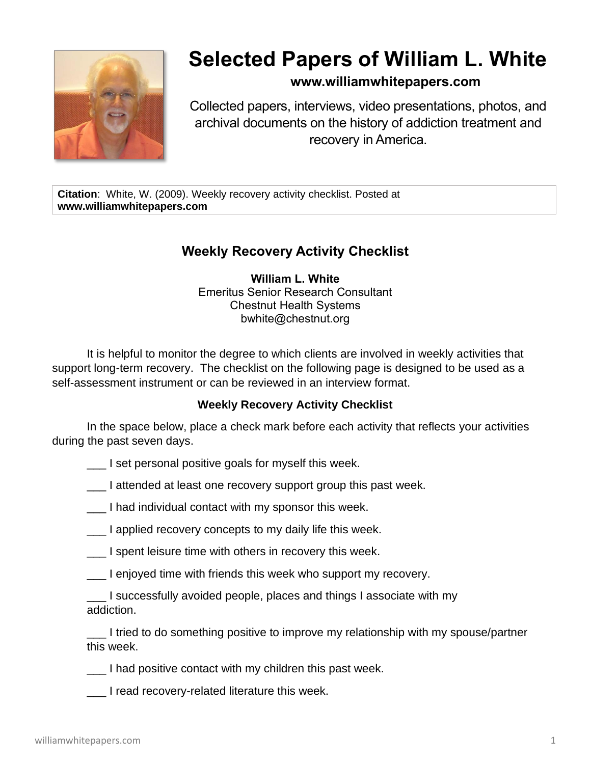# Selected Papers of William L. White

**www.williamwhitepapers.com**

Collected papers, interviews, video presentations, photos, and archival documents on the history of addiction treatment and recovery in America.

**Citation**: White, W. (2009). Weekly recovery activity checklist. Posted at **www.williamwhitepapers.com**

## Weekly Recovery Activity Checklist

**William L. White**
Emeritus Senior Research Consultant
Chestnut Health Systems
bwhite@chestnut.org

It is helpful to monitor the degree to which clients are involved in weekly activities that support long-term recovery. The checklist on the following page is designed to be used as a self-assessment instrument or can be reviewed in an interview format.

### Weekly Recovery Activity Checklist

In the space below, place a check mark before each activity that reflects your activities during the past seven days.

___ I set personal positive goals for myself this week.

___ I attended at least one recovery support group this past week.

___ I had individual contact with my sponsor this week.

___ I applied recovery concepts to my daily life this week.

___ I spent leisure time with others in recovery this week.

___ I enjoyed time with friends this week who support my recovery.

___ I successfully avoided people, places and things I associate with my addiction.

___ I tried to do something positive to improve my relationship with my spouse/partner this week.

___ I had positive contact with my children this past week.

___ I read recovery-related literature this week.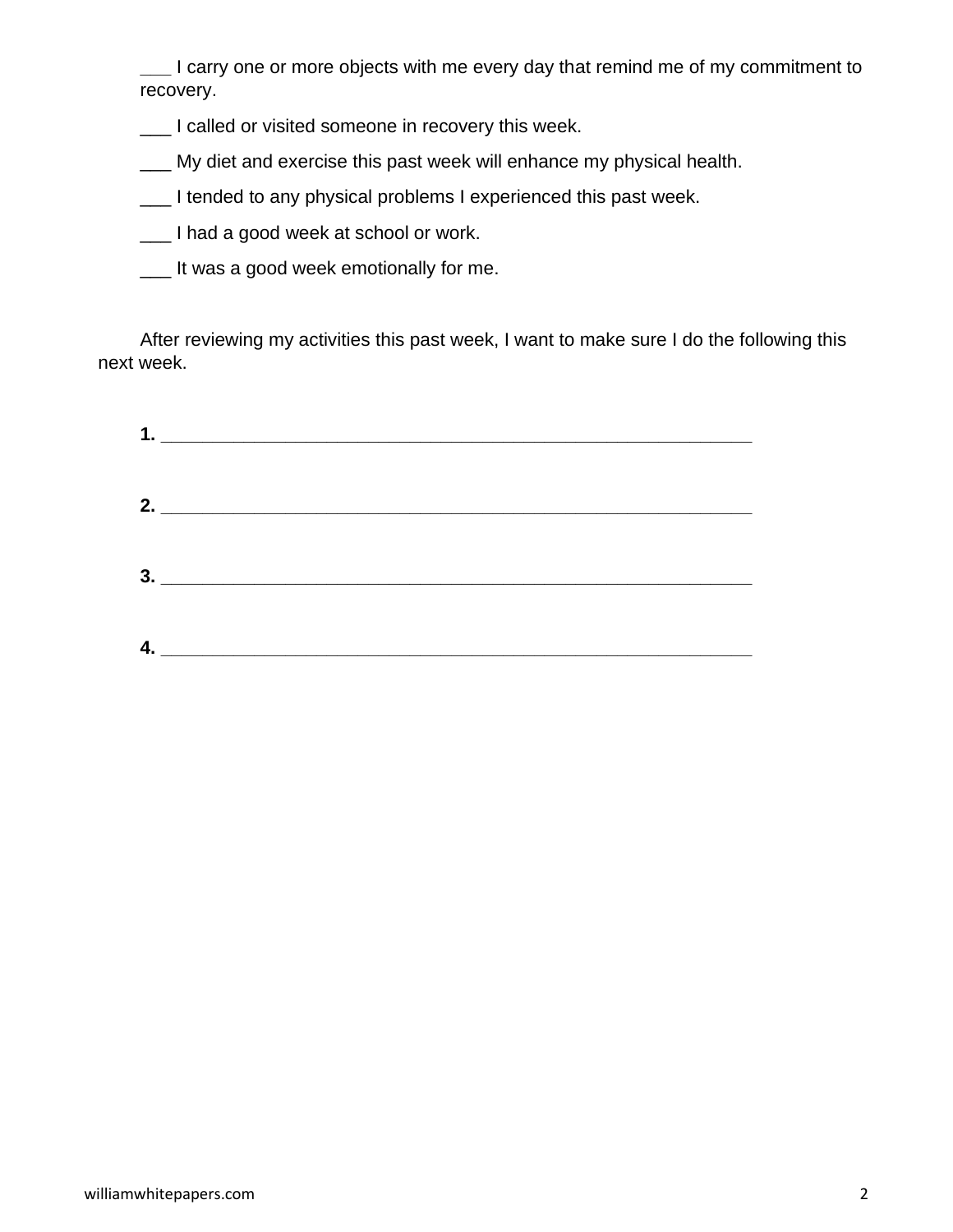___ I carry one or more objects with me every day that remind me of my commitment to recovery.

___ I called or visited someone in recovery this week.

___ My diet and exercise this past week will enhance my physical health.

___ I tended to any physical problems I experienced this past week.

___ I had a good week at school or work.

___ It was a good week emotionally for me.

After reviewing my activities this past week, I want to make sure I do the following this next week.

**1.** ____________________________________________________________

**2.** ____________________________________________________________

**3.** ____________________________________________________________

**4.** ____________________________________________________________

williamwhitepapers.com